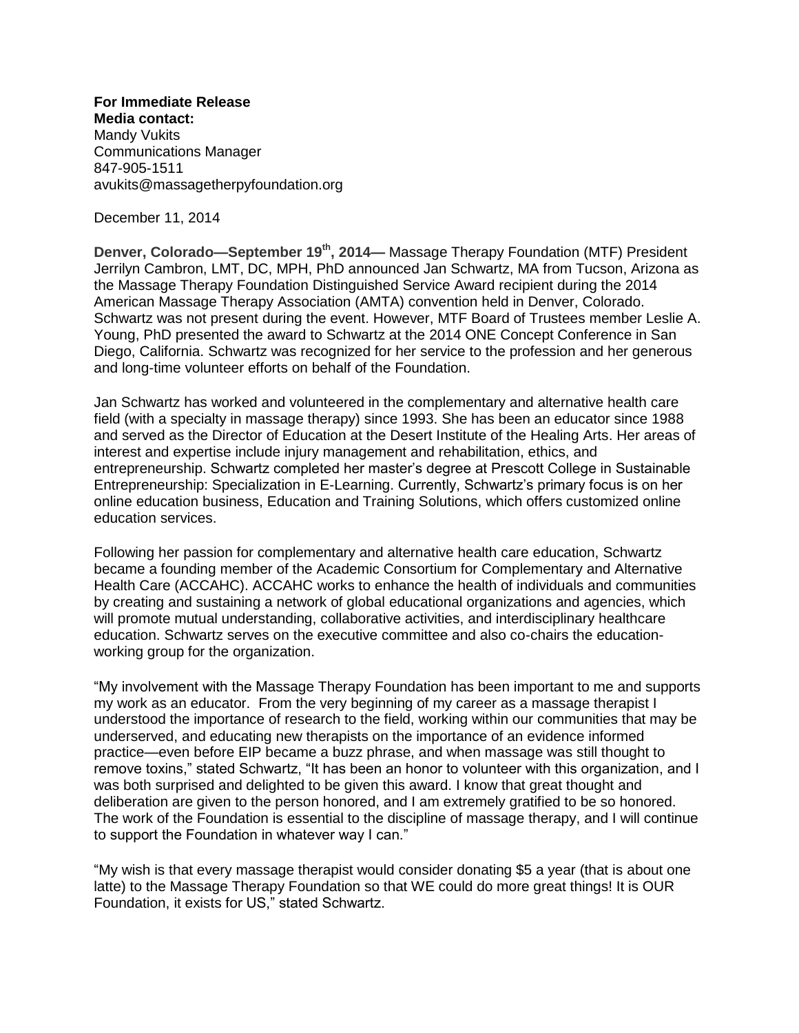**For Immediate Release**
**Media contact:**
Mandy Vukits
Communications Manager
847-905-1511
avukits@massagetherpyfoundation.org

December 11, 2014

**Denver, Colorado—September 19th, 2014—** Massage Therapy Foundation (MTF) President Jerrilyn Cambron, LMT, DC, MPH, PhD announced Jan Schwartz, MA from Tucson, Arizona as the Massage Therapy Foundation Distinguished Service Award recipient during the 2014 American Massage Therapy Association (AMTA) convention held in Denver, Colorado. Schwartz was not present during the event. However, MTF Board of Trustees member Leslie A. Young, PhD presented the award to Schwartz at the 2014 ONE Concept Conference in San Diego, California. Schwartz was recognized for her service to the profession and her generous and long-time volunteer efforts on behalf of the Foundation.

Jan Schwartz has worked and volunteered in the complementary and alternative health care field (with a specialty in massage therapy) since 1993. She has been an educator since 1988 and served as the Director of Education at the Desert Institute of the Healing Arts. Her areas of interest and expertise include injury management and rehabilitation, ethics, and entrepreneurship. Schwartz completed her master's degree at Prescott College in Sustainable Entrepreneurship: Specialization in E-Learning. Currently, Schwartz's primary focus is on her online education business, Education and Training Solutions, which offers customized online education services.

Following her passion for complementary and alternative health care education, Schwartz became a founding member of the Academic Consortium for Complementary and Alternative Health Care (ACCAHC). ACCAHC works to enhance the health of individuals and communities by creating and sustaining a network of global educational organizations and agencies, which will promote mutual understanding, collaborative activities, and interdisciplinary healthcare education. Schwartz serves on the executive committee and also co-chairs the education-working group for the organization.

"My involvement with the Massage Therapy Foundation has been important to me and supports my work as an educator. From the very beginning of my career as a massage therapist I understood the importance of research to the field, working within our communities that may be underserved, and educating new therapists on the importance of an evidence informed practice—even before EIP became a buzz phrase, and when massage was still thought to remove toxins," stated Schwartz, "It has been an honor to volunteer with this organization, and I was both surprised and delighted to be given this award. I know that great thought and deliberation are given to the person honored, and I am extremely gratified to be so honored. The work of the Foundation is essential to the discipline of massage therapy, and I will continue to support the Foundation in whatever way I can."

"My wish is that every massage therapist would consider donating $5 a year (that is about one latte) to the Massage Therapy Foundation so that WE could do more great things! It is OUR Foundation, it exists for US," stated Schwartz.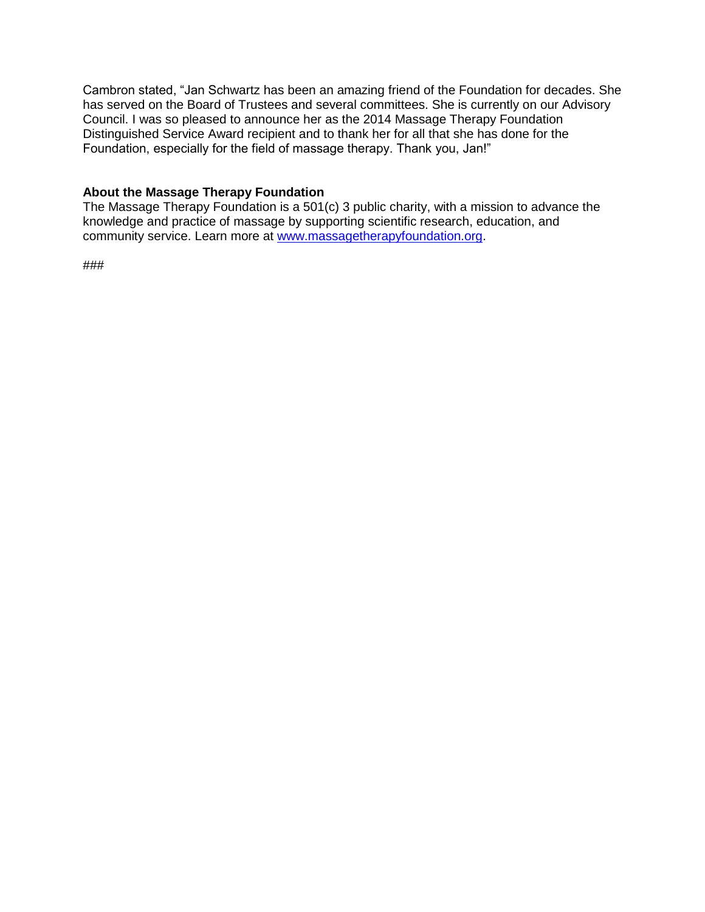Cambron stated, “Jan Schwartz has been an amazing friend of the Foundation for decades. She has served on the Board of Trustees and several committees. She is currently on our Advisory Council. I was so pleased to announce her as the 2014 Massage Therapy Foundation Distinguished Service Award recipient and to thank her for all that she has done for the Foundation, especially for the field of massage therapy. Thank you, Jan!”

**About the Massage Therapy Foundation**
The Massage Therapy Foundation is a 501(c) 3 public charity, with a mission to advance the knowledge and practice of massage by supporting scientific research, education, and community service. Learn more at [www.massagetherapyfoundation.org](http://www.massagetherapyfoundation.org).

###